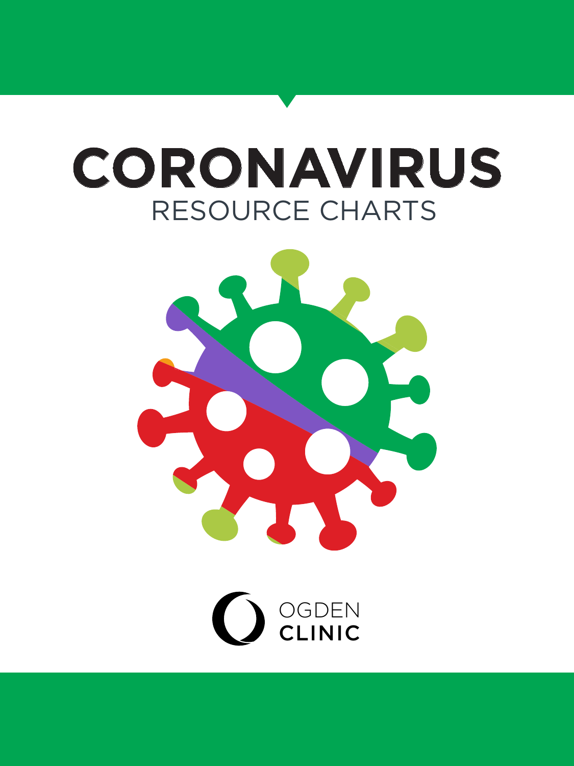# CORONAVIRUS

## RESOURCE CHARTS

OGDEN
**CLINIC**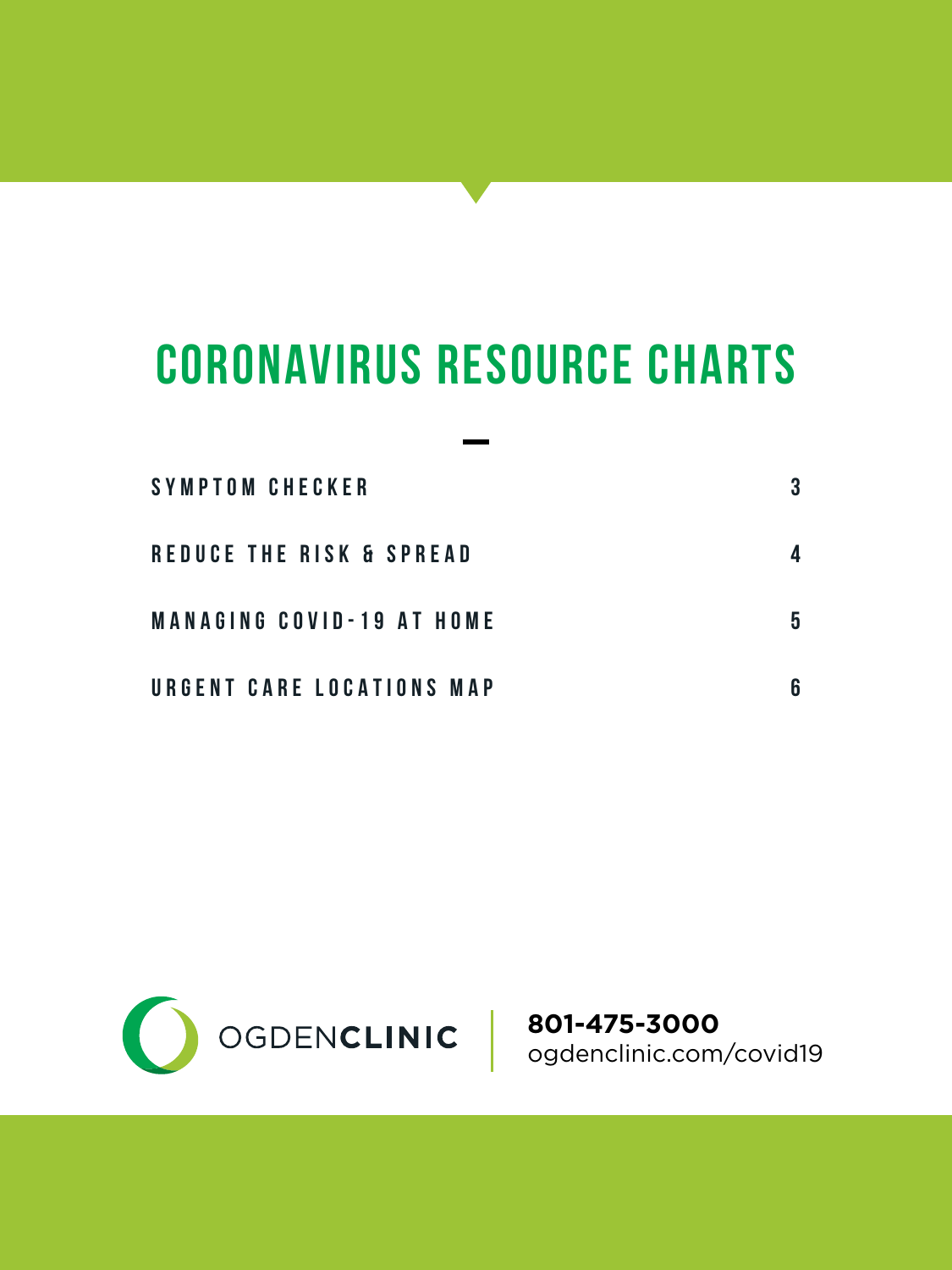# CORONAVIRUS RESOURCE CHARTS

| | |
|---|---|
| SYMPTOM CHECKER | 3 |
| REDUCE THE RISK & SPREAD | 4 |
| MANAGING COVID-19 AT HOME | 5 |
| URGENT CARE LOCATIONS MAP | 6 |

OGDEN**CLINIC**

**801-475-3000**
ogdenclinic.com/covid19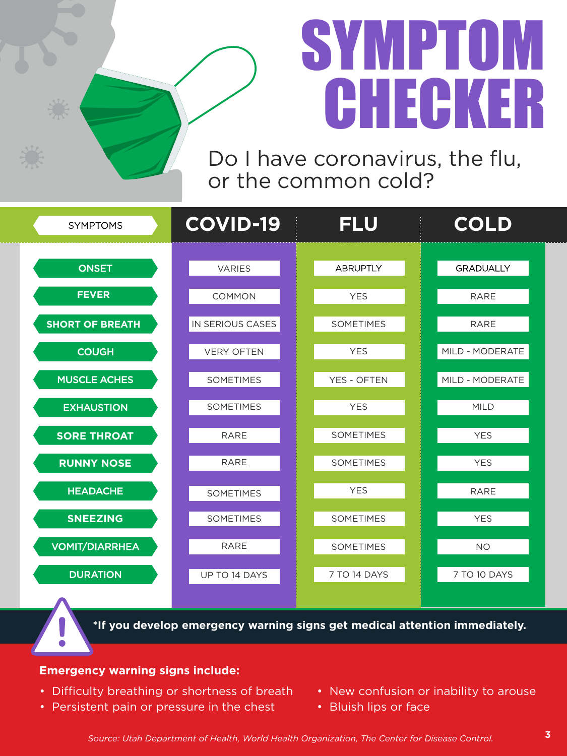# SYMPTOM CHECKER

Do I have coronavirus, the flu, or the common cold?

| SYMPTOMS | COVID-19 | FLU | COLD |
|---|---|---|---|
| ONSET | VARIES | ABRUPTLY | GRADUALLY |
| FEVER | COMMON | YES | RARE |
| SHORT OF BREATH | IN SERIOUS CASES | SOMETIMES | RARE |
| COUGH | VERY OFTEN | YES | MILD - MODERATE |
| MUSCLE ACHES | SOMETIMES | YES - OFTEN | MILD - MODERATE |
| EXHAUSTION | SOMETIMES | YES | MILD |
| SORE THROAT | RARE | SOMETIMES | YES |
| RUNNY NOSE | RARE | SOMETIMES | YES |
| HEADACHE | SOMETIMES | YES | RARE |
| SNEEZING | SOMETIMES | SOMETIMES | YES |
| VOMIT/DIARRHEA | RARE | SOMETIMES | NO |
| DURATION | UP TO 14 DAYS | 7 TO 14 DAYS | 7 TO 10 DAYS |

**\*If you develop emergency warning signs get medical attention immediately.**

**Emergency warning signs include:**

- Difficulty breathing or shortness of breath
- Persistent pain or pressure in the chest
- New confusion or inability to arouse
- Bluish lips or face

*Source: Utah Department of Health, World Health Organization, The Center for Disease Control.*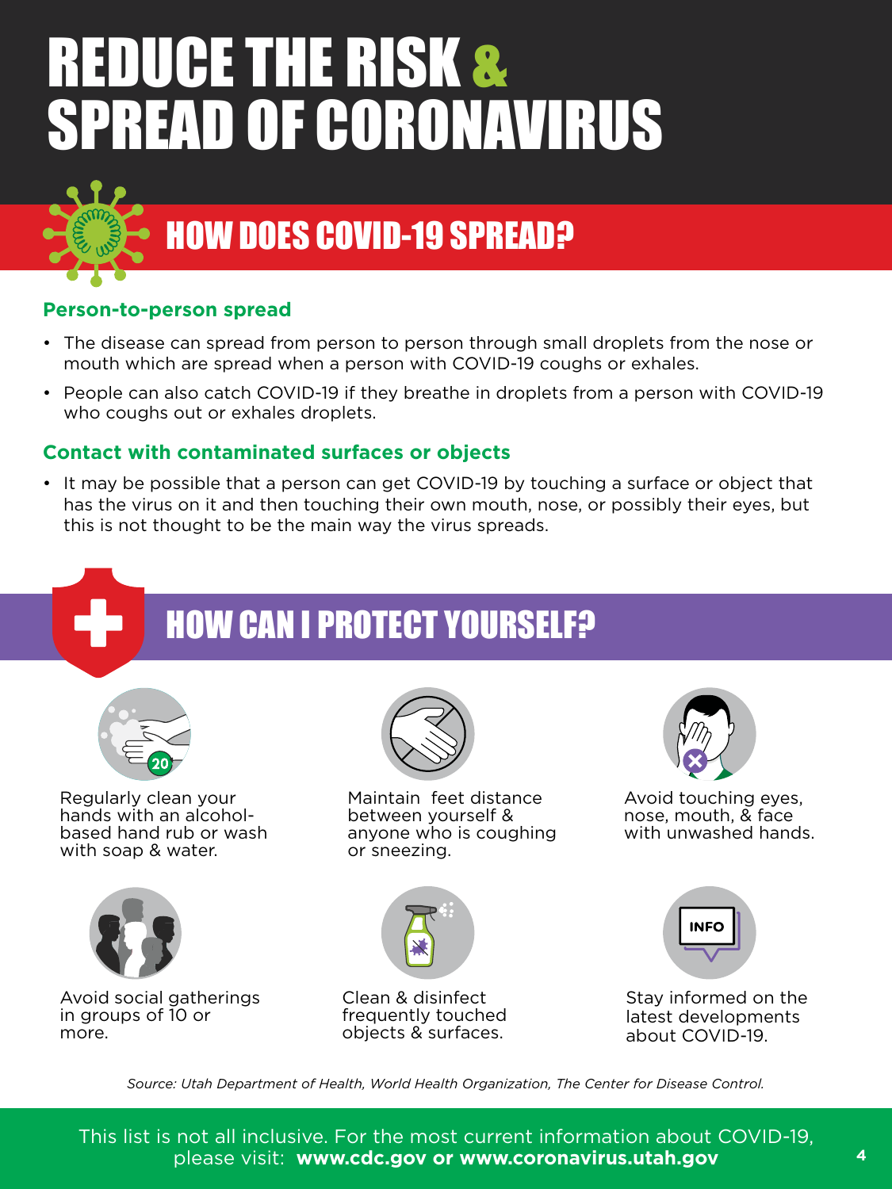# REDUCE THE RISK & SPREAD OF CORONAVIRUS

## HOW DOES COVID-19 SPREAD?

### Person-to-person spread

- The disease can spread from person to person through small droplets from the nose or mouth which are spread when a person with COVID-19 coughs or exhales.
- People can also catch COVID-19 if they breathe in droplets from a person with COVID-19 who coughs out or exhales droplets.

### Contact with contaminated surfaces or objects

- It may be possible that a person can get COVID-19 by touching a surface or object that has the virus on it and then touching their own mouth, nose, or possibly their eyes, but this is not thought to be the main way the virus spreads.

## HOW CAN I PROTECT YOURSELF?

Regularly clean your hands with an alcohol-based hand rub or wash with soap & water.

Maintain feet distance between yourself & anyone who is coughing or sneezing.

Avoid touching eyes, nose, mouth, & face with unwashed hands.

Avoid social gatherings in groups of 10 or more.

Clean & disinfect frequently touched objects & surfaces.

Stay informed on the latest developments about COVID-19.

*Source: Utah Department of Health, World Health Organization, The Center for Disease Control.*

This list is not all inclusive. For the most current information about COVID-19, please visit: **www.cdc.gov or www.coronavirus.utah.gov**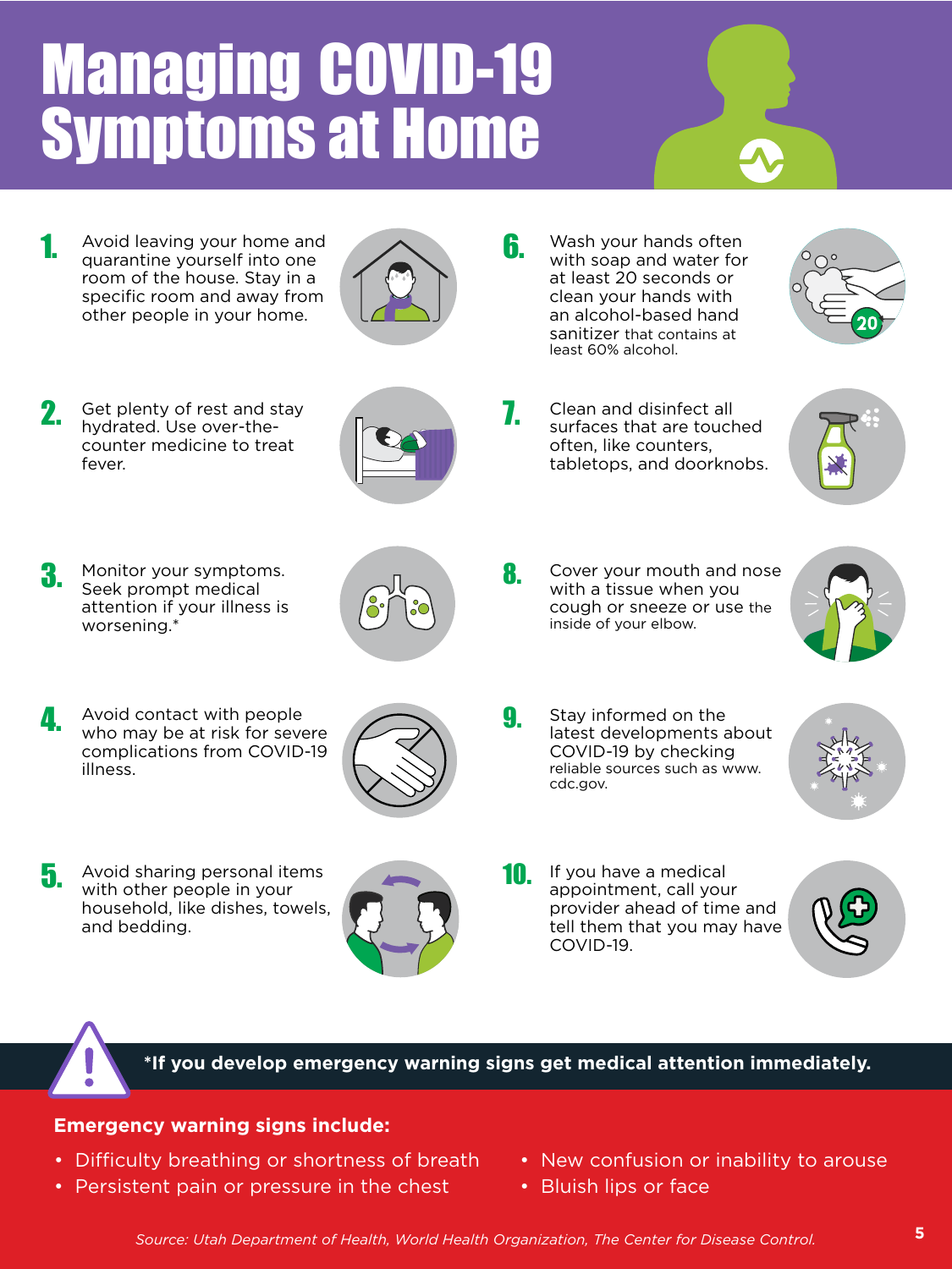# Managing COVID-19 Symptoms at Home

1. Avoid leaving your home and quarantine yourself into one room of the house. Stay in a specific room and away from other people in your home.

2. Get plenty of rest and stay hydrated. Use over-the-counter medicine to treat fever.

3. Monitor your symptoms. Seek prompt medical attention if your illness is worsening.*

4. Avoid contact with people who may be at risk for severe complications from COVID-19 illness.

5. Avoid sharing personal items with other people in your household, like dishes, towels, and bedding.

6. Wash your hands often with soap and water for at least 20 seconds or clean your hands with an alcohol-based hand sanitizer that contains at least 60% alcohol.

7. Clean and disinfect all surfaces that are touched often, like counters, tabletops, and doorknobs.

8. Cover your mouth and nose with a tissue when you cough or sneeze or use the inside of your elbow.

9. Stay informed on the latest developments about COVID-19 by checking reliable sources such as www.cdc.gov.

10. If you have a medical appointment, call your provider ahead of time and tell them that you may have COVID-19.

**\*If you develop emergency warning signs get medical attention immediately.**

**Emergency warning signs include:**

- Difficulty breathing or shortness of breath
- Persistent pain or pressure in the chest
- New confusion or inability to arouse
- Bluish lips or face

*Source: Utah Department of Health, World Health Organization, The Center for Disease Control.*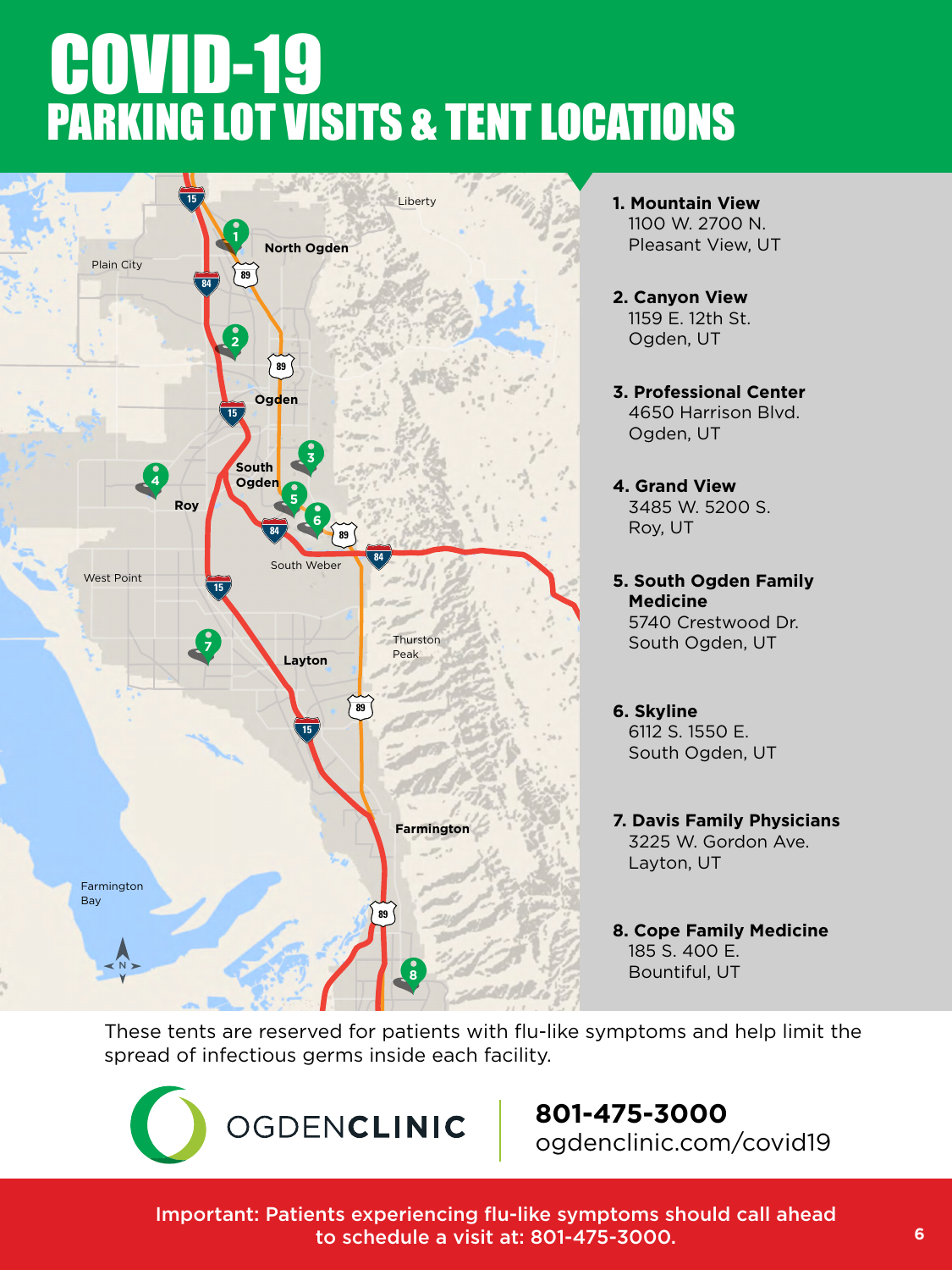# COVID-19
## PARKING LOT VISITS & TENT LOCATIONS

1. **Mountain View**
   1100 W. 2700 N.
   Pleasant View, UT

2. **Canyon View**
   1159 E. 12th St.
   Ogden, UT

3. **Professional Center**
   4650 Harrison Blvd.
   Ogden, UT

4. **Grand View**
   3485 W. 5200 S.
   Roy, UT

5. **South Ogden Family Medicine**
   5740 Crestwood Dr.
   South Ogden, UT

6. **Skyline**
   6112 S. 1550 E.
   South Ogden, UT

7. **Davis Family Physicians**
   3225 W. Gordon Ave.
   Layton, UT

8. **Cope Family Medicine**
   185 S. 400 E.
   Bountiful, UT

These tents are reserved for patients with flu-like symptoms and help limit the spread of infectious germs inside each facility.

OGDENCLINIC

**801-475-3000**
ogdenclinic.com/covid19

Important: Patients experiencing flu-like symptoms should call ahead to schedule a visit at: 801-475-3000.